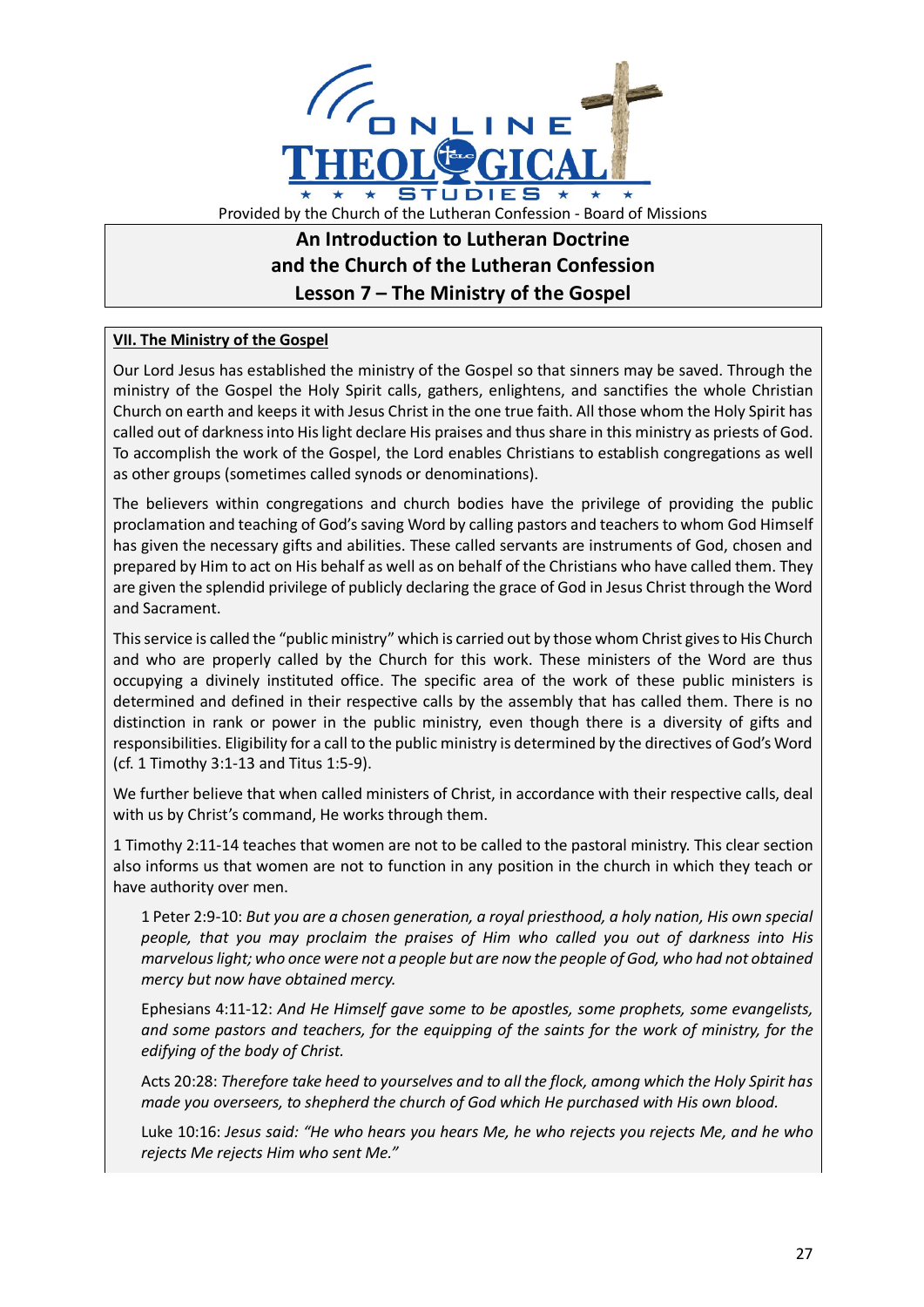ONLINE THEOLOGICAL STUDIES

Provided by the Church of the Lutheran Confession - Board of Missions

# An Introduction to Lutheran Doctrine and the Church of the Lutheran Confession

# Lesson 7 – The Ministry of the Gospel

## VII. The Ministry of the Gospel

Our Lord Jesus has established the ministry of the Gospel so that sinners may be saved. Through the ministry of the Gospel the Holy Spirit calls, gathers, enlightens, and sanctifies the whole Christian Church on earth and keeps it with Jesus Christ in the one true faith. All those whom the Holy Spirit has called out of darkness into His light declare His praises and thus share in this ministry as priests of God. To accomplish the work of the Gospel, the Lord enables Christians to establish congregations as well as other groups (sometimes called synods or denominations).

The believers within congregations and church bodies have the privilege of providing the public proclamation and teaching of God's saving Word by calling pastors and teachers to whom God Himself has given the necessary gifts and abilities. These called servants are instruments of God, chosen and prepared by Him to act on His behalf as well as on behalf of the Christians who have called them. They are given the splendid privilege of publicly declaring the grace of God in Jesus Christ through the Word and Sacrament.

This service is called the "public ministry" which is carried out by those whom Christ gives to His Church and who are properly called by the Church for this work. These ministers of the Word are thus occupying a divinely instituted office. The specific area of the work of these public ministers is determined and defined in their respective calls by the assembly that has called them. There is no distinction in rank or power in the public ministry, even though there is a diversity of gifts and responsibilities. Eligibility for a call to the public ministry is determined by the directives of God's Word (cf. 1 Timothy 3:1-13 and Titus 1:5-9).

We further believe that when called ministers of Christ, in accordance with their respective calls, deal with us by Christ's command, He works through them.

1 Timothy 2:11-14 teaches that women are not to be called to the pastoral ministry. This clear section also informs us that women are not to function in any position in the church in which they teach or have authority over men.

> 1 Peter 2:9-10: *But you are a chosen generation, a royal priesthood, a holy nation, His own special people, that you may proclaim the praises of Him who called you out of darkness into His marvelous light; who once were not a people but are now the people of God, who had not obtained mercy but now have obtained mercy.*
>
> Ephesians 4:11-12: *And He Himself gave some to be apostles, some prophets, some evangelists, and some pastors and teachers, for the equipping of the saints for the work of ministry, for the edifying of the body of Christ.*
>
> Acts 20:28: *Therefore take heed to yourselves and to all the flock, among which the Holy Spirit has made you overseers, to shepherd the church of God which He purchased with His own blood.*
>
> Luke 10:16: *Jesus said: "He who hears you hears Me, he who rejects you rejects Me, and he who rejects Me rejects Him who sent Me."*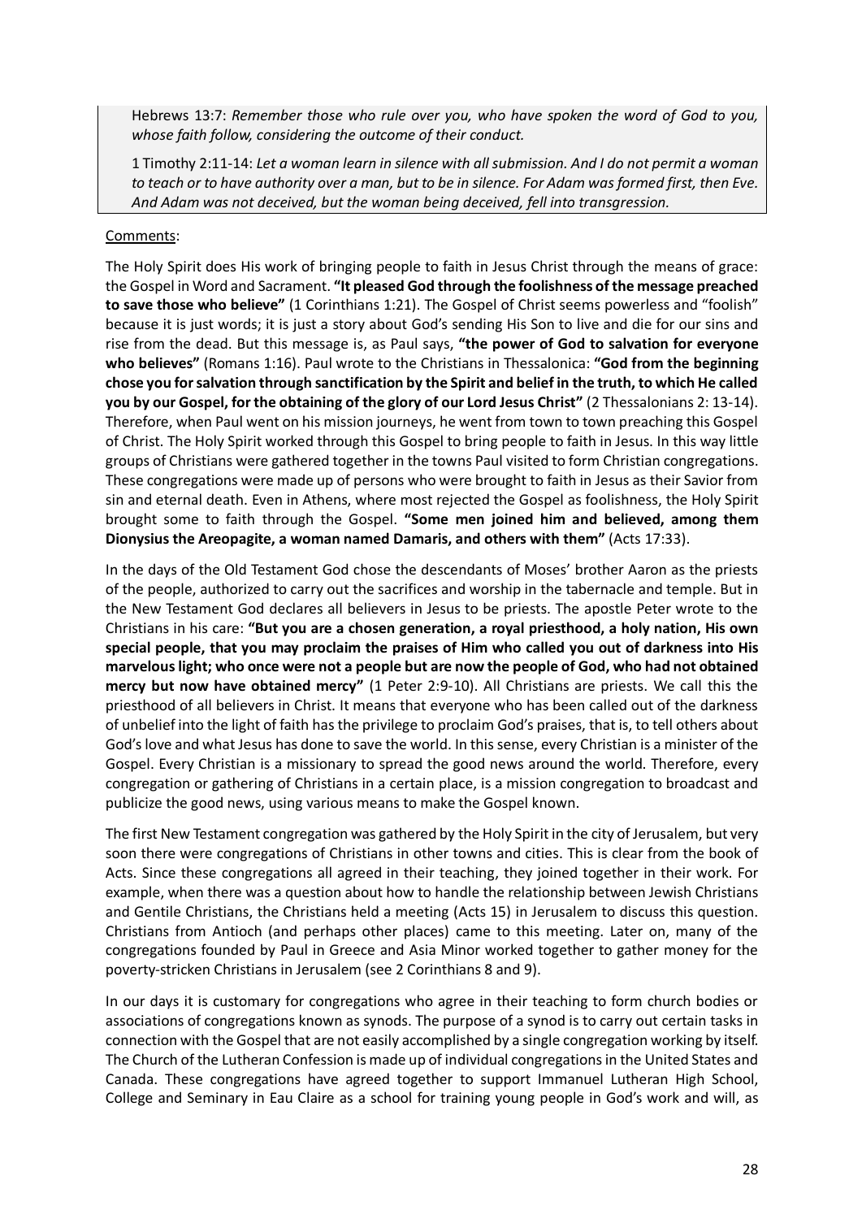Hebrews 13:7: *Remember those who rule over you, who have spoken the word of God to you, whose faith follow, considering the outcome of their conduct.*

1 Timothy 2:11-14: *Let a woman learn in silence with all submission. And I do not permit a woman to teach or to have authority over a man, but to be in silence. For Adam was formed first, then Eve. And Adam was not deceived, but the woman being deceived, fell into transgression.*

Comments:

The Holy Spirit does His work of bringing people to faith in Jesus Christ through the means of grace: the Gospel in Word and Sacrament. **"It pleased God through the foolishness of the message preached to save those who believe"** (1 Corinthians 1:21). The Gospel of Christ seems powerless and "foolish" because it is just words; it is just a story about God's sending His Son to live and die for our sins and rise from the dead. But this message is, as Paul says, **"the power of God to salvation for everyone who believes"** (Romans 1:16). Paul wrote to the Christians in Thessalonica: **"God from the beginning chose you for salvation through sanctification by the Spirit and belief in the truth, to which He called you by our Gospel, for the obtaining of the glory of our Lord Jesus Christ"** (2 Thessalonians 2: 13-14). Therefore, when Paul went on his mission journeys, he went from town to town preaching this Gospel of Christ. The Holy Spirit worked through this Gospel to bring people to faith in Jesus. In this way little groups of Christians were gathered together in the towns Paul visited to form Christian congregations. These congregations were made up of persons who were brought to faith in Jesus as their Savior from sin and eternal death. Even in Athens, where most rejected the Gospel as foolishness, the Holy Spirit brought some to faith through the Gospel. **"Some men joined him and believed, among them Dionysius the Areopagite, a woman named Damaris, and others with them"** (Acts 17:33).

In the days of the Old Testament God chose the descendants of Moses' brother Aaron as the priests of the people, authorized to carry out the sacrifices and worship in the tabernacle and temple. But in the New Testament God declares all believers in Jesus to be priests. The apostle Peter wrote to the Christians in his care: **"But you are a chosen generation, a royal priesthood, a holy nation, His own special people, that you may proclaim the praises of Him who called you out of darkness into His marvelous light; who once were not a people but are now the people of God, who had not obtained mercy but now have obtained mercy"** (1 Peter 2:9-10). All Christians are priests. We call this the priesthood of all believers in Christ. It means that everyone who has been called out of the darkness of unbelief into the light of faith has the privilege to proclaim God's praises, that is, to tell others about God's love and what Jesus has done to save the world. In this sense, every Christian is a minister of the Gospel. Every Christian is a missionary to spread the good news around the world. Therefore, every congregation or gathering of Christians in a certain place, is a mission congregation to broadcast and publicize the good news, using various means to make the Gospel known.

The first New Testament congregation was gathered by the Holy Spirit in the city of Jerusalem, but very soon there were congregations of Christians in other towns and cities. This is clear from the book of Acts. Since these congregations all agreed in their teaching, they joined together in their work. For example, when there was a question about how to handle the relationship between Jewish Christians and Gentile Christians, the Christians held a meeting (Acts 15) in Jerusalem to discuss this question. Christians from Antioch (and perhaps other places) came to this meeting. Later on, many of the congregations founded by Paul in Greece and Asia Minor worked together to gather money for the poverty-stricken Christians in Jerusalem (see 2 Corinthians 8 and 9).

In our days it is customary for congregations who agree in their teaching to form church bodies or associations of congregations known as synods. The purpose of a synod is to carry out certain tasks in connection with the Gospel that are not easily accomplished by a single congregation working by itself. The Church of the Lutheran Confession is made up of individual congregations in the United States and Canada. These congregations have agreed together to support Immanuel Lutheran High School, College and Seminary in Eau Claire as a school for training young people in God's work and will, as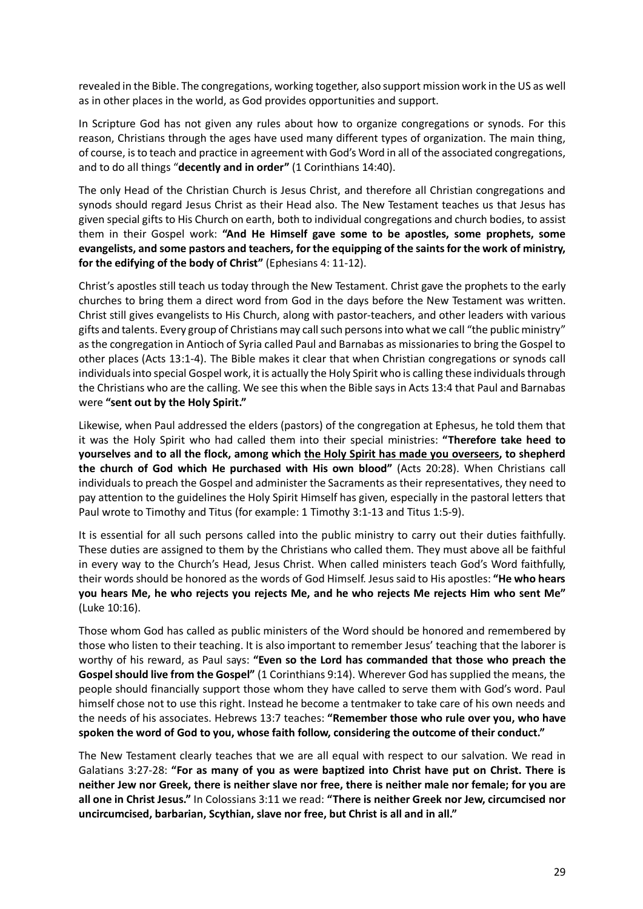revealed in the Bible. The congregations, working together, also support mission work in the US as well as in other places in the world, as God provides opportunities and support.

In Scripture God has not given any rules about how to organize congregations or synods. For this reason, Christians through the ages have used many different types of organization. The main thing, of course, is to teach and practice in agreement with God's Word in all of the associated congregations, and to do all things "**decently and in order"** (1 Corinthians 14:40).

The only Head of the Christian Church is Jesus Christ, and therefore all Christian congregations and synods should regard Jesus Christ as their Head also. The New Testament teaches us that Jesus has given special gifts to His Church on earth, both to individual congregations and church bodies, to assist them in their Gospel work: **"And He Himself gave some to be apostles, some prophets, some evangelists, and some pastors and teachers, for the equipping of the saints for the work of ministry, for the edifying of the body of Christ"** (Ephesians 4: 11-12).

Christ's apostles still teach us today through the New Testament. Christ gave the prophets to the early churches to bring them a direct word from God in the days before the New Testament was written. Christ still gives evangelists to His Church, along with pastor-teachers, and other leaders with various gifts and talents. Every group of Christians may call such persons into what we call "the public ministry" as the congregation in Antioch of Syria called Paul and Barnabas as missionaries to bring the Gospel to other places (Acts 13:1-4). The Bible makes it clear that when Christian congregations or synods call individuals into special Gospel work, it is actually the Holy Spirit who is calling these individuals through the Christians who are the calling. We see this when the Bible says in Acts 13:4 that Paul and Barnabas were **"sent out by the Holy Spirit."**

Likewise, when Paul addressed the elders (pastors) of the congregation at Ephesus, he told them that it was the Holy Spirit who had called them into their special ministries: **"Therefore take heed to yourselves and to all the flock, among which <u>the Holy Spirit has made you overseers</u>, to shepherd the church of God which He purchased with His own blood"** (Acts 20:28). When Christians call individuals to preach the Gospel and administer the Sacraments as their representatives, they need to pay attention to the guidelines the Holy Spirit Himself has given, especially in the pastoral letters that Paul wrote to Timothy and Titus (for example: 1 Timothy 3:1-13 and Titus 1:5-9).

It is essential for all such persons called into the public ministry to carry out their duties faithfully. These duties are assigned to them by the Christians who called them. They must above all be faithful in every way to the Church's Head, Jesus Christ. When called ministers teach God's Word faithfully, their words should be honored as the words of God Himself. Jesus said to His apostles: **"He who hears you hears Me, he who rejects you rejects Me, and he who rejects Me rejects Him who sent Me"** (Luke 10:16).

Those whom God has called as public ministers of the Word should be honored and remembered by those who listen to their teaching. It is also important to remember Jesus' teaching that the laborer is worthy of his reward, as Paul says: **"Even so the Lord has commanded that those who preach the Gospel should live from the Gospel"** (1 Corinthians 9:14). Wherever God has supplied the means, the people should financially support those whom they have called to serve them with God's word. Paul himself chose not to use this right. Instead he become a tentmaker to take care of his own needs and the needs of his associates. Hebrews 13:7 teaches: **"Remember those who rule over you, who have spoken the word of God to you, whose faith follow, considering the outcome of their conduct."**

The New Testament clearly teaches that we are all equal with respect to our salvation. We read in Galatians 3:27-28: **"For as many of you as were baptized into Christ have put on Christ. There is neither Jew nor Greek, there is neither slave nor free, there is neither male nor female; for you are all one in Christ Jesus."** In Colossians 3:11 we read: **"There is neither Greek nor Jew, circumcised nor uncircumcised, barbarian, Scythian, slave nor free, but Christ is all and in all."**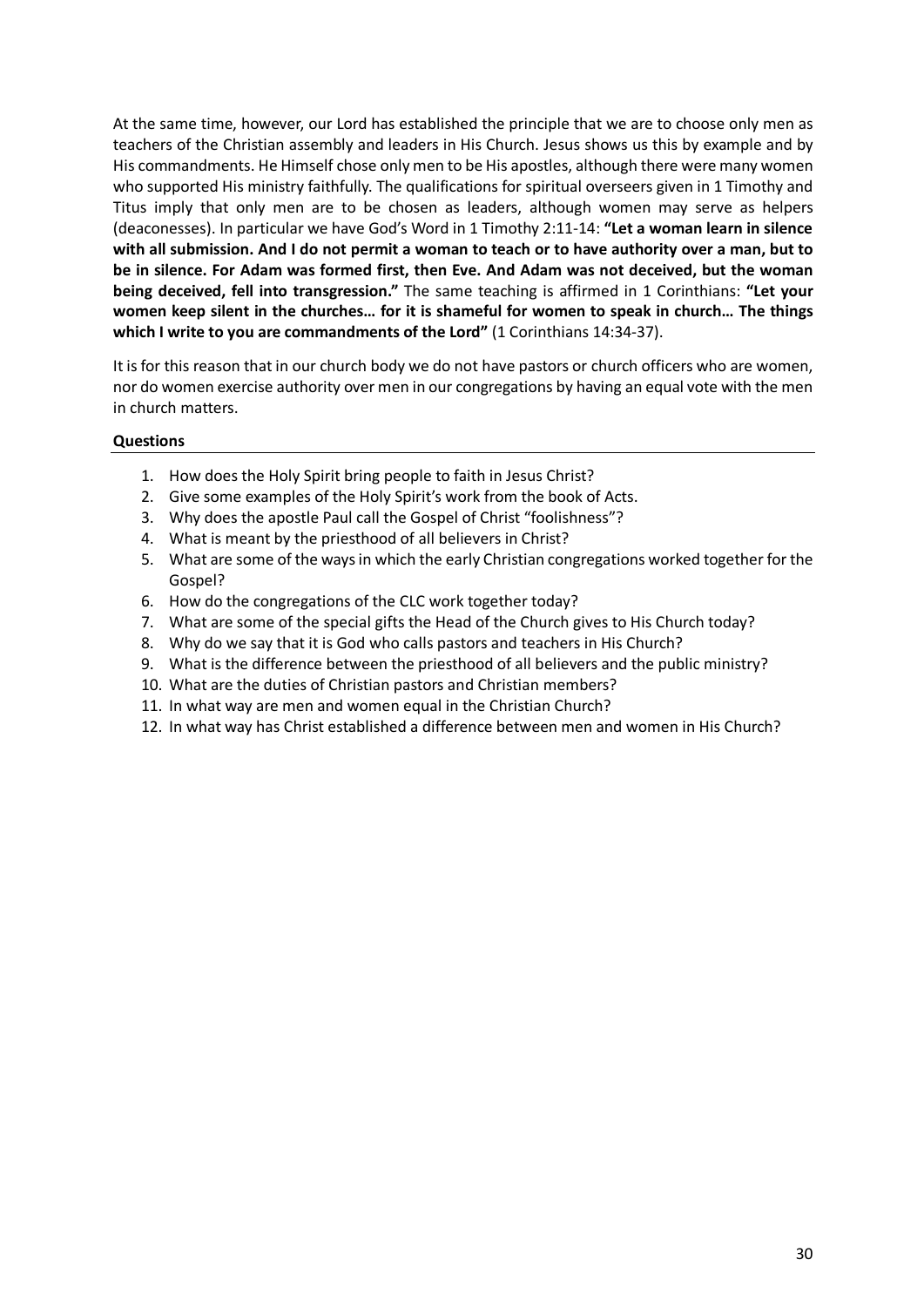At the same time, however, our Lord has established the principle that we are to choose only men as teachers of the Christian assembly and leaders in His Church. Jesus shows us this by example and by His commandments. He Himself chose only men to be His apostles, although there were many women who supported His ministry faithfully. The qualifications for spiritual overseers given in 1 Timothy and Titus imply that only men are to be chosen as leaders, although women may serve as helpers (deaconesses). In particular we have God's Word in 1 Timothy 2:11-14: **"Let a woman learn in silence with all submission. And I do not permit a woman to teach or to have authority over a man, but to be in silence. For Adam was formed first, then Eve. And Adam was not deceived, but the woman being deceived, fell into transgression."** The same teaching is affirmed in 1 Corinthians: **"Let your women keep silent in the churches… for it is shameful for women to speak in church… The things which I write to you are commandments of the Lord"** (1 Corinthians 14:34-37).

It is for this reason that in our church body we do not have pastors or church officers who are women, nor do women exercise authority over men in our congregations by having an equal vote with the men in church matters.

**Questions**

1. How does the Holy Spirit bring people to faith in Jesus Christ?
2. Give some examples of the Holy Spirit's work from the book of Acts.
3. Why does the apostle Paul call the Gospel of Christ "foolishness"?
4. What is meant by the priesthood of all believers in Christ?
5. What are some of the ways in which the early Christian congregations worked together for the Gospel?
6. How do the congregations of the CLC work together today?
7. What are some of the special gifts the Head of the Church gives to His Church today?
8. Why do we say that it is God who calls pastors and teachers in His Church?
9. What is the difference between the priesthood of all believers and the public ministry?
10. What are the duties of Christian pastors and Christian members?
11. In what way are men and women equal in the Christian Church?
12. In what way has Christ established a difference between men and women in His Church?